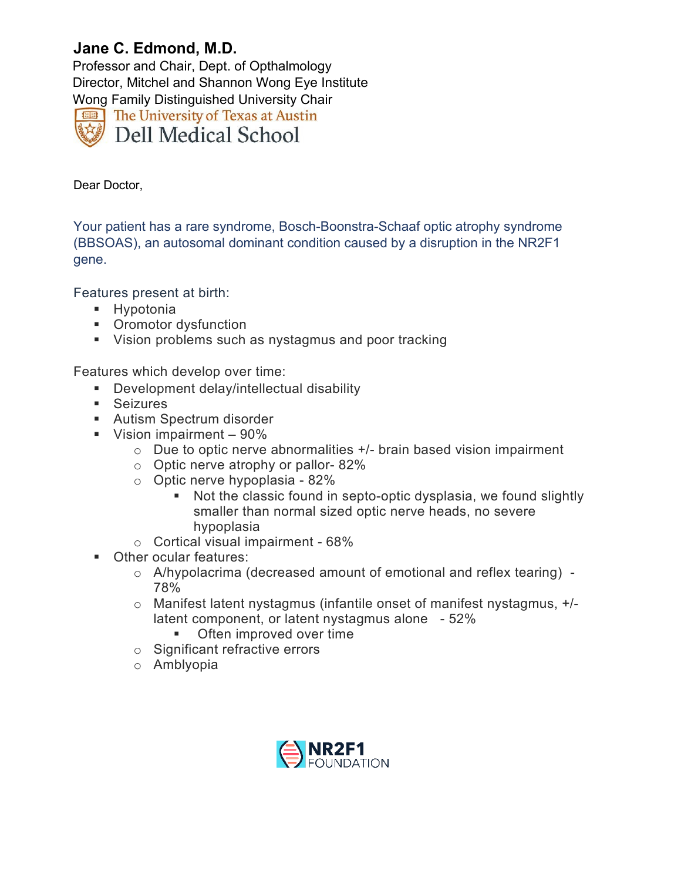**Jane C. Edmond, M.D.**
Professor and Chair, Dept. of Opthalmology
Director, Mitchel and Shannon Wong Eye Institute
Wong Family Distinguished University Chair
The University of Texas at Austin
Dell Medical School

Dear Doctor,

Your patient has a rare syndrome, Bosch-Boonstra-Schaaf optic atrophy syndrome (BBSOAS), an autosomal dominant condition caused by a disruption in the NR2F1 gene.

Features present at birth:

- Hypotonia
- Oromotor dysfunction
- Vision problems such as nystagmus and poor tracking

Features which develop over time:

- Development delay/intellectual disability
- Seizures
- Autism Spectrum disorder
- Vision impairment – 90%
  - Due to optic nerve abnormalities +/- brain based vision impairment
  - Optic nerve atrophy or pallor- 82%
  - Optic nerve hypoplasia - 82%
    - Not the classic found in septo-optic dysplasia, we found slightly smaller than normal sized optic nerve heads, no severe hypoplasia
  - Cortical visual impairment - 68%
- Other ocular features:
  - A/hypolacrima (decreased amount of emotional and reflex tearing) - 78%
  - Manifest latent nystagmus (infantile onset of manifest nystagmus, +/- latent component, or latent nystagmus alone - 52%
    - Often improved over time
  - Significant refractive errors
  - Amblyopia

NR2F1 FOUNDATION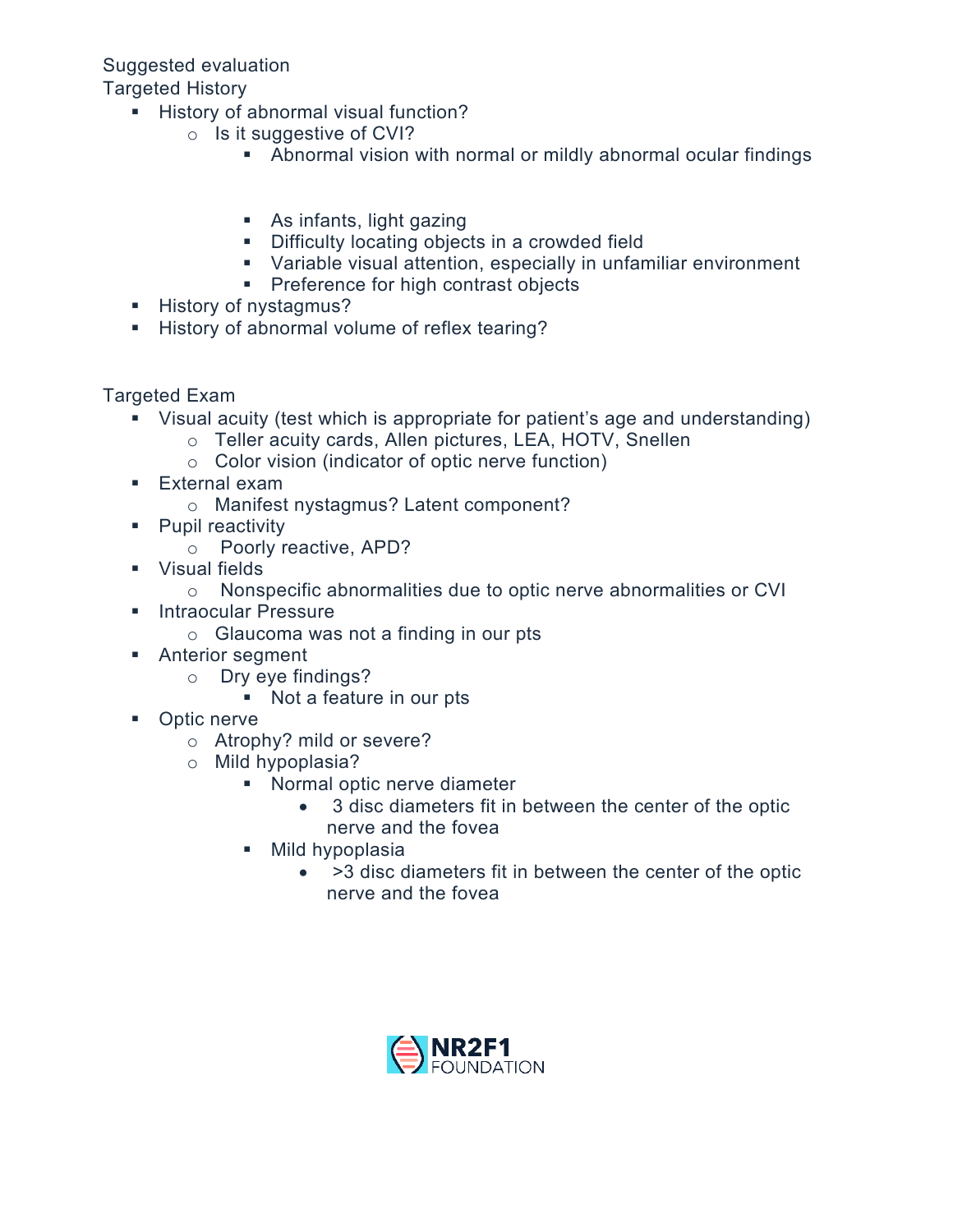Suggested evaluation

Targeted History

- History of abnormal visual function?
  - Is it suggestive of CVI?
    - Abnormal vision with normal or mildly abnormal ocular findings
    - As infants, light gazing
    - Difficulty locating objects in a crowded field
    - Variable visual attention, especially in unfamiliar environment
    - Preference for high contrast objects
- History of nystagmus?
- History of abnormal volume of reflex tearing?

Targeted Exam

- Visual acuity (test which is appropriate for patient's age and understanding)
  - Teller acuity cards, Allen pictures, LEA, HOTV, Snellen
  - Color vision (indicator of optic nerve function)
- External exam
  - Manifest nystagmus? Latent component?
- Pupil reactivity
  - Poorly reactive, APD?
- Visual fields
  - Nonspecific abnormalities due to optic nerve abnormalities or CVI
- Intraocular Pressure
  - Glaucoma was not a finding in our pts
- Anterior segment
  - Dry eye findings?
    - Not a feature in our pts
- Optic nerve
  - Atrophy? mild or severe?
  - Mild hypoplasia?
    - Normal optic nerve diameter
      - 3 disc diameters fit in between the center of the optic nerve and the fovea
    - Mild hypoplasia
      - >3 disc diameters fit in between the center of the optic nerve and the fovea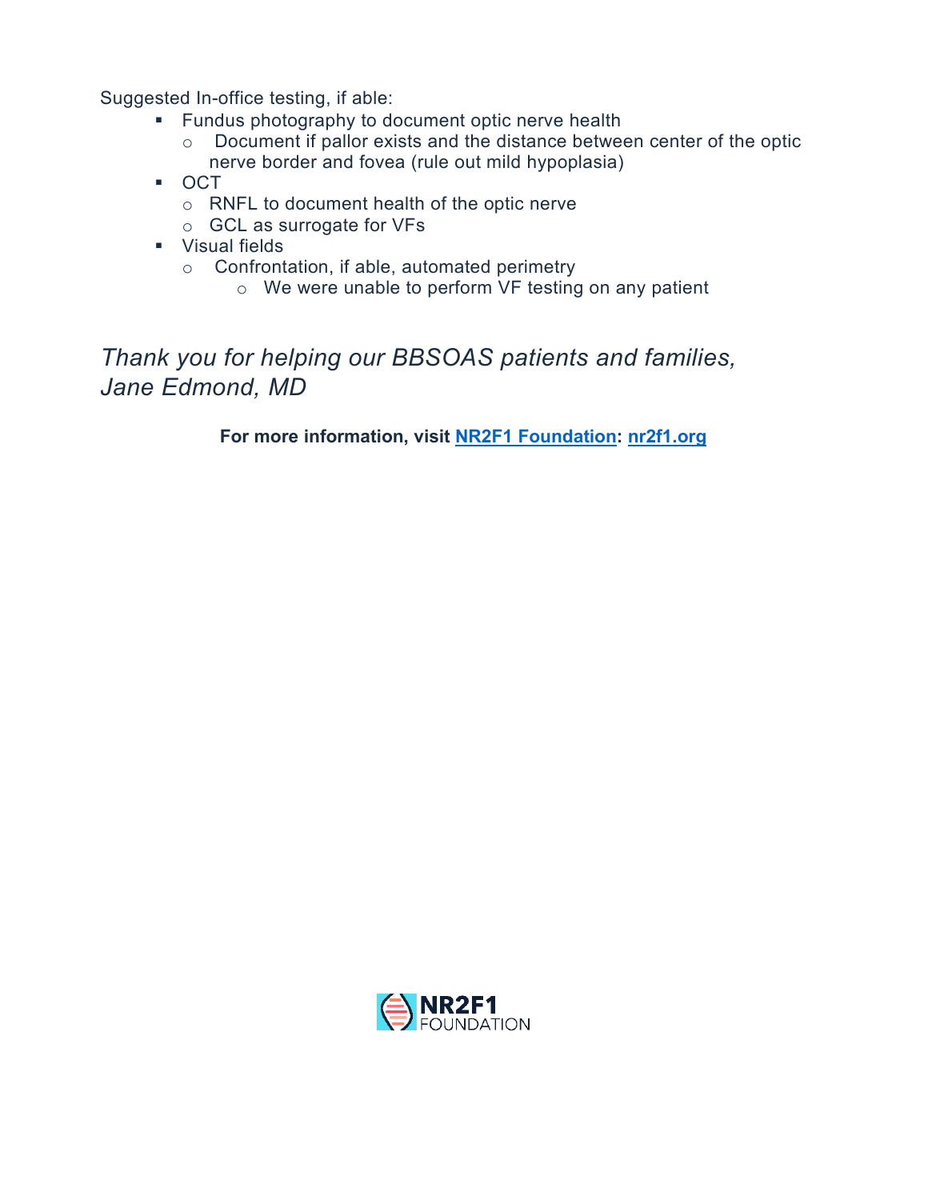Suggested In-office testing, if able:

- Fundus photography to document optic nerve health
  - Document if pallor exists and the distance between center of the optic nerve border and fovea (rule out mild hypoplasia)
- OCT
  - RNFL to document health of the optic nerve
  - GCL as surrogate for VFs
- Visual fields
  - Confrontation, if able, automated perimetry
    - We were unable to perform VF testing on any patient

*Thank you for helping our BBSOAS patients and families,*
*Jane Edmond, MD*

**For more information, visit [NR2F1 Foundation](https://nr2f1.org): [nr2f1.org](https://nr2f1.org)**

NR2F1 FOUNDATION